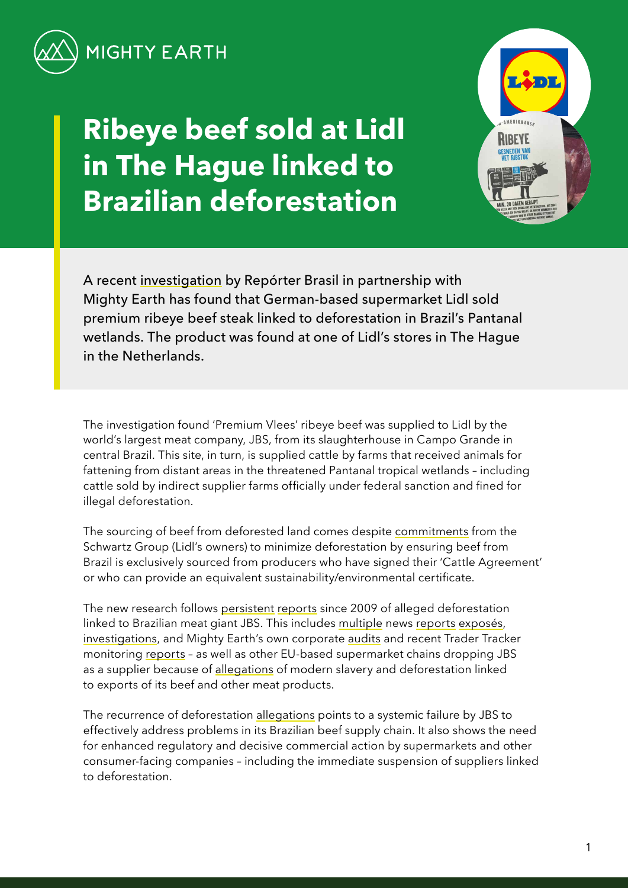MIGHTY EARTH

# Ribeye beef sold at Lidl in The Hague linked to Brazilian deforestation

A recent investigation by Repórter Brasil in partnership with Mighty Earth has found that German-based supermarket Lidl sold premium ribeye beef steak linked to deforestation in Brazil's Pantanal wetlands. The product was found at one of Lidl's stores in The Hague in the Netherlands.

The investigation found 'Premium Vlees' ribeye beef was supplied to Lidl by the world's largest meat company, JBS, from its slaughterhouse in Campo Grande in central Brazil. This site, in turn, is supplied cattle by farms that received animals for fattening from distant areas in the threatened Pantanal tropical wetlands – including cattle sold by indirect supplier farms officially under federal sanction and fined for illegal deforestation.

The sourcing of beef from deforested land comes despite commitments from the Schwartz Group (Lidl's owners) to minimize deforestation by ensuring beef from Brazil is exclusively sourced from producers who have signed their 'Cattle Agreement' or who can provide an equivalent sustainability/environmental certificate.

The new research follows persistent reports since 2009 of alleged deforestation linked to Brazilian meat giant JBS. This includes multiple news reports exposés, investigations, and Mighty Earth's own corporate audits and recent Trader Tracker monitoring reports – as well as other EU-based supermarket chains dropping JBS as a supplier because of allegations of modern slavery and deforestation linked to exports of its beef and other meat products.

The recurrence of deforestation allegations points to a systemic failure by JBS to effectively address problems in its Brazilian beef supply chain. It also shows the need for enhanced regulatory and decisive commercial action by supermarkets and other consumer-facing companies – including the immediate suspension of suppliers linked to deforestation.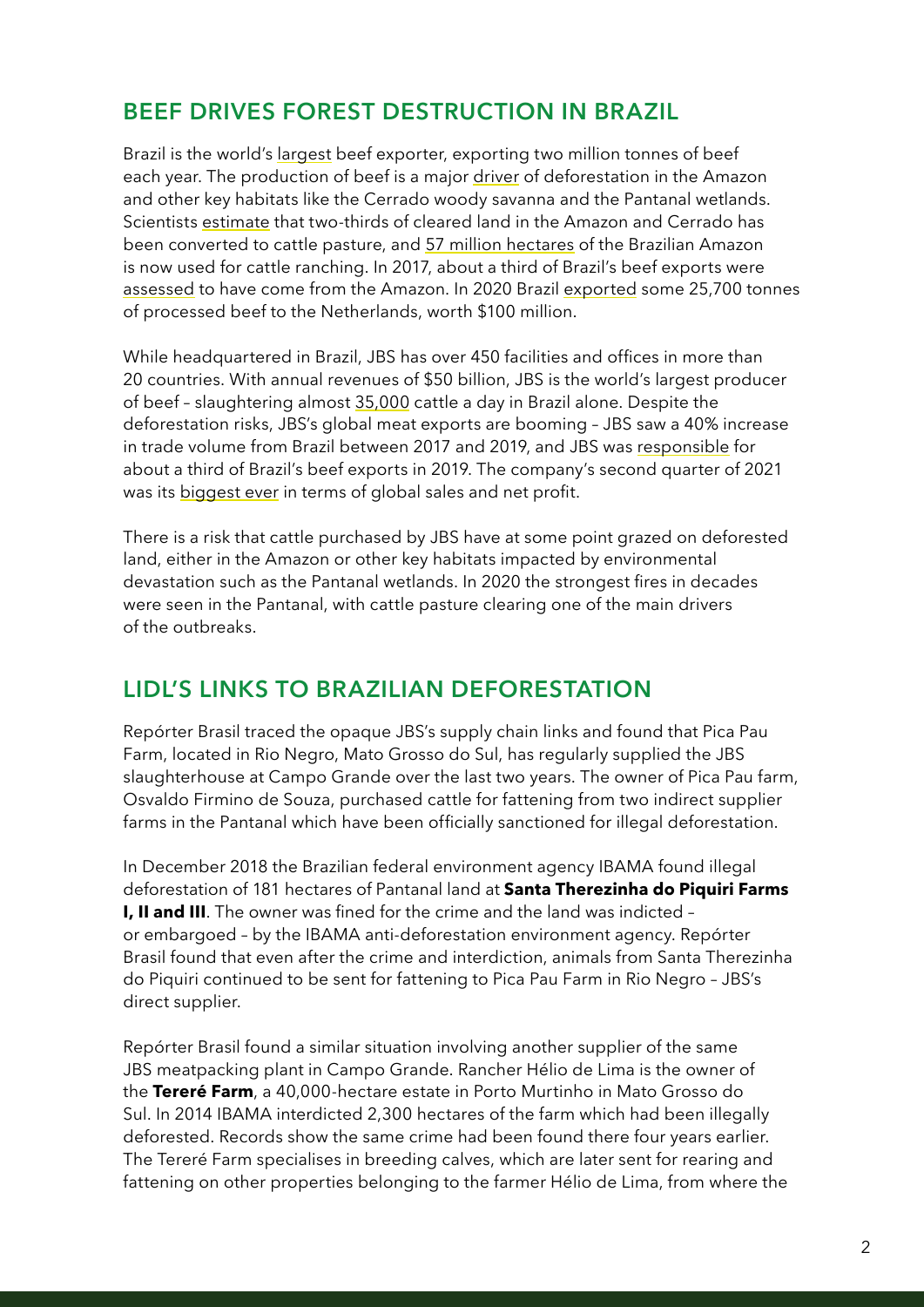## BEEF DRIVES FOREST DESTRUCTION IN BRAZIL

Brazil is the world's largest beef exporter, exporting two million tonnes of beef each year. The production of beef is a major driver of deforestation in the Amazon and other key habitats like the Cerrado woody savanna and the Pantanal wetlands. Scientists estimate that two-thirds of cleared land in the Amazon and Cerrado has been converted to cattle pasture, and 57 million hectares of the Brazilian Amazon is now used for cattle ranching. In 2017, about a third of Brazil's beef exports were assessed to have come from the Amazon. In 2020 Brazil exported some 25,700 tonnes of processed beef to the Netherlands, worth $100 million.

While headquartered in Brazil, JBS has over 450 facilities and offices in more than 20 countries. With annual revenues of $50 billion, JBS is the world's largest producer of beef – slaughtering almost 35,000 cattle a day in Brazil alone. Despite the deforestation risks, JBS's global meat exports are booming – JBS saw a 40% increase in trade volume from Brazil between 2017 and 2019, and JBS was responsible for about a third of Brazil's beef exports in 2019. The company's second quarter of 2021 was its biggest ever in terms of global sales and net profit.

There is a risk that cattle purchased by JBS have at some point grazed on deforested land, either in the Amazon or other key habitats impacted by environmental devastation such as the Pantanal wetlands. In 2020 the strongest fires in decades were seen in the Pantanal, with cattle pasture clearing one of the main drivers of the outbreaks.

## LIDL'S LINKS TO BRAZILIAN DEFORESTATION

Repórter Brasil traced the opaque JBS's supply chain links and found that Pica Pau Farm, located in Rio Negro, Mato Grosso do Sul, has regularly supplied the JBS slaughterhouse at Campo Grande over the last two years. The owner of Pica Pau farm, Osvaldo Firmino de Souza, purchased cattle for fattening from two indirect supplier farms in the Pantanal which have been officially sanctioned for illegal deforestation.

In December 2018 the Brazilian federal environment agency IBAMA found illegal deforestation of 181 hectares of Pantanal land at **Santa Therezinha do Piquiri Farms I, II and III**. The owner was fined for the crime and the land was indicted – or embargoed – by the IBAMA anti-deforestation environment agency. Repórter Brasil found that even after the crime and interdiction, animals from Santa Therezinha do Piquiri continued to be sent for fattening to Pica Pau Farm in Rio Negro – JBS's direct supplier.

Repórter Brasil found a similar situation involving another supplier of the same JBS meatpacking plant in Campo Grande. Rancher Hélio de Lima is the owner of the **Tereré Farm**, a 40,000-hectare estate in Porto Murtinho in Mato Grosso do Sul. In 2014 IBAMA interdicted 2,300 hectares of the farm which had been illegally deforested. Records show the same crime had been found there four years earlier. The Tereré Farm specialises in breeding calves, which are later sent for rearing and fattening on other properties belonging to the farmer Hélio de Lima, from where the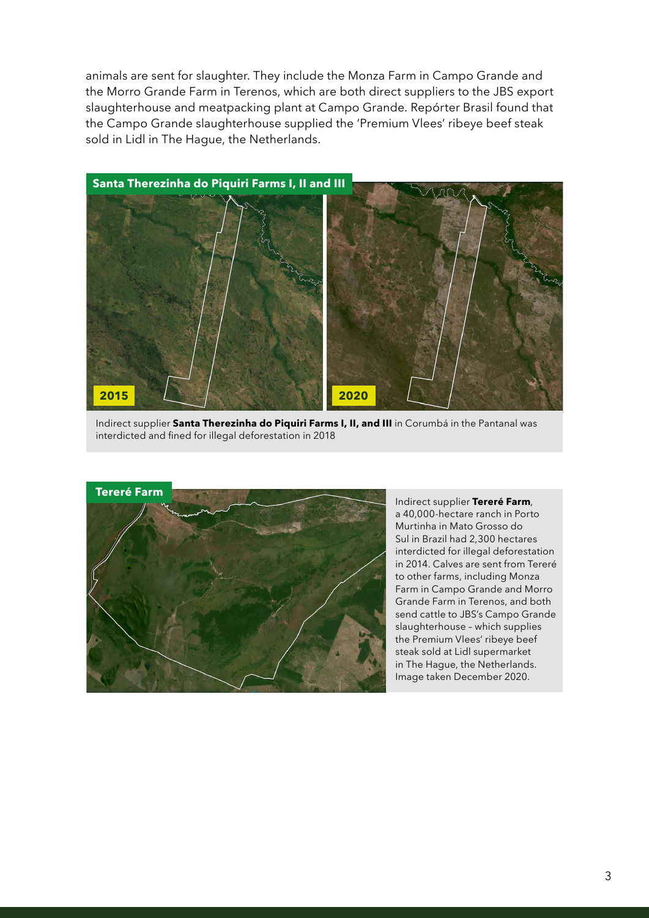animals are sent for slaughter. They include the Monza Farm in Campo Grande and the Morro Grande Farm in Terenos, which are both direct suppliers to the JBS export slaughterhouse and meatpacking plant at Campo Grande. Repórter Brasil found that the Campo Grande slaughterhouse supplied the 'Premium Vlees' ribeye beef steak sold in Lidl in The Hague, the Netherlands.

**Santa Therezinha do Piquiri Farms I, II and III**

2015

2020

Indirect supplier **Santa Therezinha do Piquiri Farms I, II, and III** in Corumbá in the Pantanal was interdicted and fined for illegal deforestation in 2018

**Tereré Farm**

Indirect supplier **Tereré Farm**, a 40,000-hectare ranch in Porto Murtinha in Mato Grosso do Sul in Brazil had 2,300 hectares interdicted for illegal deforestation in 2014. Calves are sent from Tereré to other farms, including Monza Farm in Campo Grande and Morro Grande Farm in Terenos, and both send cattle to JBS's Campo Grande slaughterhouse – which supplies the Premium Vlees' ribeye beef steak sold at Lidl supermarket in The Hague, the Netherlands. Image taken December 2020.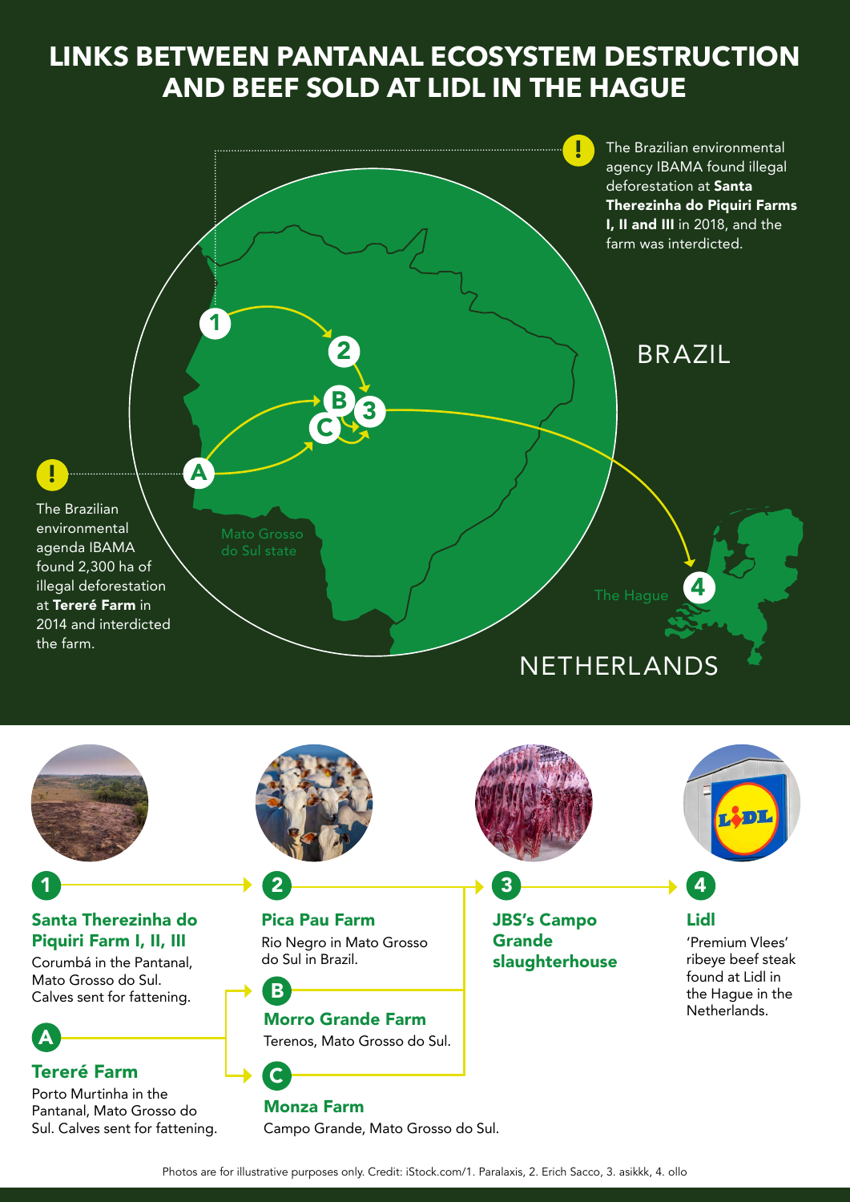# LINKS BETWEEN PANTANAL ECOSYSTEM DESTRUCTION AND BEEF SOLD AT LIDL IN THE HAGUE

**!** The Brazilian environmental agency IBAMA found illegal deforestation at **Santa Therezinha do Piquiri Farms I, II and III** in 2018, and the farm was interdicted.

**!** The Brazilian environmental agenda IBAMA found 2,300 ha of illegal deforestation at **Tereré Farm** in 2014 and interdicted the farm.

BRAZIL

Mato Grosso do Sul state

The Hague

NETHERLANDS

**1** **Santa Therezinha do Piquiri Farm I, II, III**
Corumbá in the Pantanal, Mato Grosso do Sul. Calves sent for fattening.

**A** **Tereré Farm**
Porto Murtinha in the Pantanal, Mato Grosso do Sul. Calves sent for fattening.

**2** **Pica Pau Farm**
Rio Negro in Mato Grosso do Sul in Brazil.

**B** **Morro Grande Farm**
Terenos, Mato Grosso do Sul.

**C** **Monza Farm**
Campo Grande, Mato Grosso do Sul.

**3** **JBS's Campo Grande slaughterhouse**

**4** **Lidl**
'Premium Vlees' ribeye beef steak found at Lidl in the Hague in the Netherlands.

Photos are for illustrative purposes only. Credit: iStock.com/1. Paralaxis, 2. Erich Sacco, 3. asikkk, 4. ollo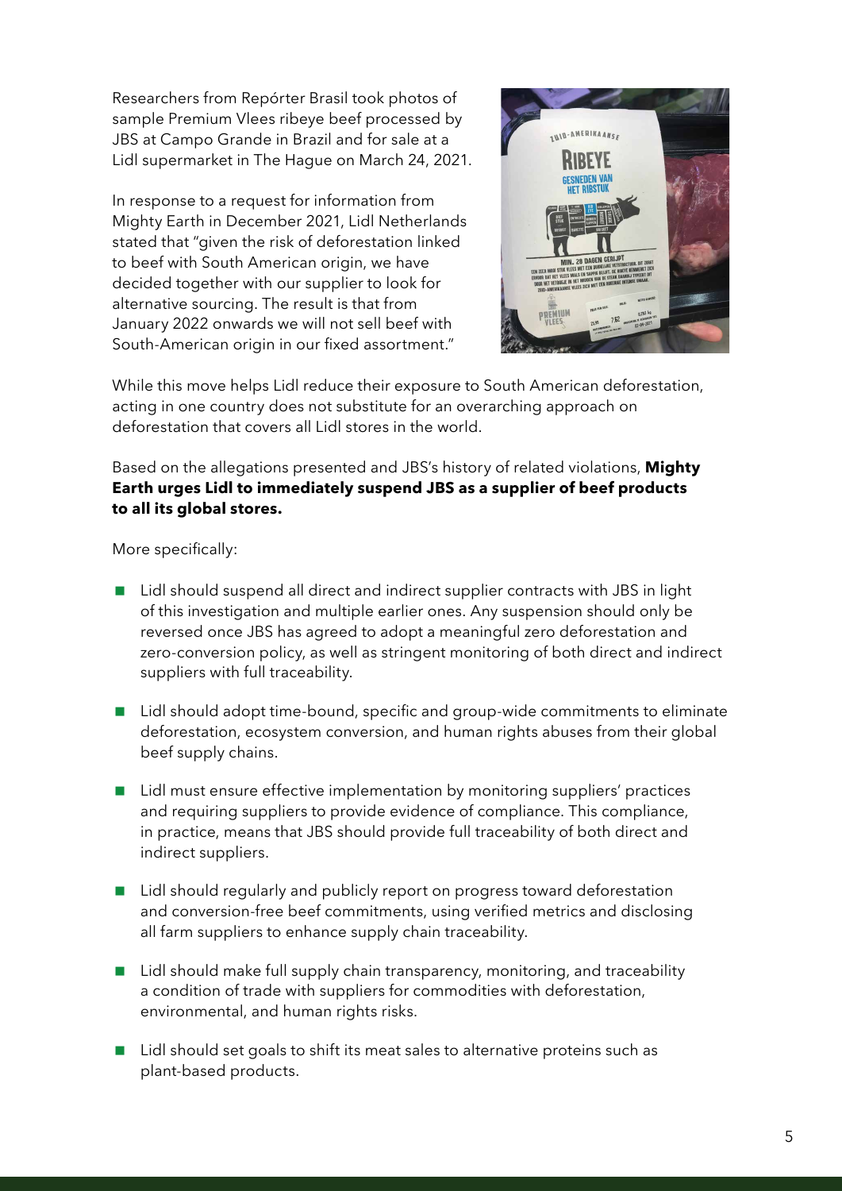Researchers from Repórter Brasil took photos of sample Premium Vlees ribeye beef processed by JBS at Campo Grande in Brazil and for sale at a Lidl supermarket in The Hague on March 24, 2021.

In response to a request for information from Mighty Earth in December 2021, Lidl Netherlands stated that "given the risk of deforestation linked to beef with South American origin, we have decided together with our supplier to look for alternative sourcing. The result is that from January 2022 onwards we will not sell beef with South-American origin in our fixed assortment."

While this move helps Lidl reduce their exposure to South American deforestation, acting in one country does not substitute for an overarching approach on deforestation that covers all Lidl stores in the world.

Based on the allegations presented and JBS's history of related violations, **Mighty Earth urges Lidl to immediately suspend JBS as a supplier of beef products to all its global stores.**

More specifically:

- Lidl should suspend all direct and indirect supplier contracts with JBS in light of this investigation and multiple earlier ones. Any suspension should only be reversed once JBS has agreed to adopt a meaningful zero deforestation and zero-conversion policy, as well as stringent monitoring of both direct and indirect suppliers with full traceability.
- Lidl should adopt time-bound, specific and group-wide commitments to eliminate deforestation, ecosystem conversion, and human rights abuses from their global beef supply chains.
- Lidl must ensure effective implementation by monitoring suppliers' practices and requiring suppliers to provide evidence of compliance. This compliance, in practice, means that JBS should provide full traceability of both direct and indirect suppliers.
- Lidl should regularly and publicly report on progress toward deforestation and conversion-free beef commitments, using verified metrics and disclosing all farm suppliers to enhance supply chain traceability.
- Lidl should make full supply chain transparency, monitoring, and traceability a condition of trade with suppliers for commodities with deforestation, environmental, and human rights risks.
- Lidl should set goals to shift its meat sales to alternative proteins such as plant-based products.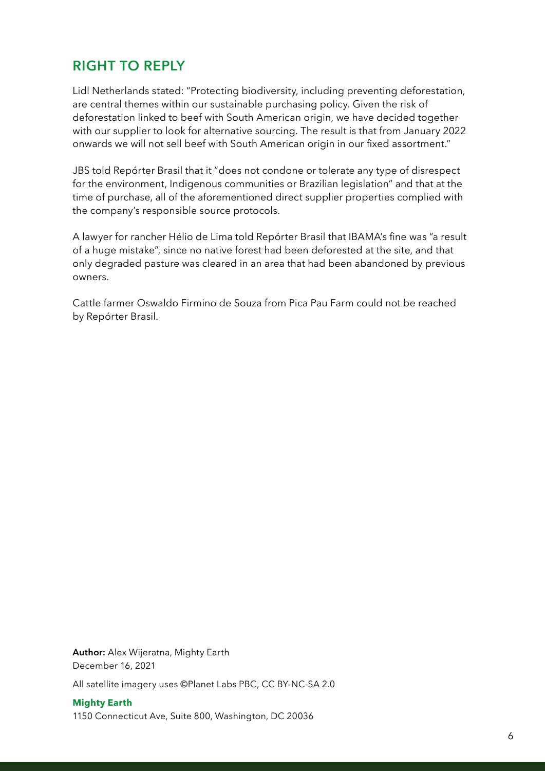## RIGHT TO REPLY

Lidl Netherlands stated: "Protecting biodiversity, including preventing deforestation, are central themes within our sustainable purchasing policy. Given the risk of deforestation linked to beef with South American origin, we have decided together with our supplier to look for alternative sourcing. The result is that from January 2022 onwards we will not sell beef with South American origin in our fixed assortment."

JBS told Repórter Brasil that it "does not condone or tolerate any type of disrespect for the environment, Indigenous communities or Brazilian legislation" and that at the time of purchase, all of the aforementioned direct supplier properties complied with the company's responsible source protocols.

A lawyer for rancher Hélio de Lima told Repórter Brasil that IBAMA's fine was "a result of a huge mistake", since no native forest had been deforested at the site, and that only degraded pasture was cleared in an area that had been abandoned by previous owners.

Cattle farmer Oswaldo Firmino de Souza from Pica Pau Farm could not be reached by Repórter Brasil.

**Author:** Alex Wijeratna, Mighty Earth
December 16, 2021

All satellite imagery uses ©Planet Labs PBC, CC BY-NC-SA 2.0

**Mighty Earth**
1150 Connecticut Ave, Suite 800, Washington, DC 20036